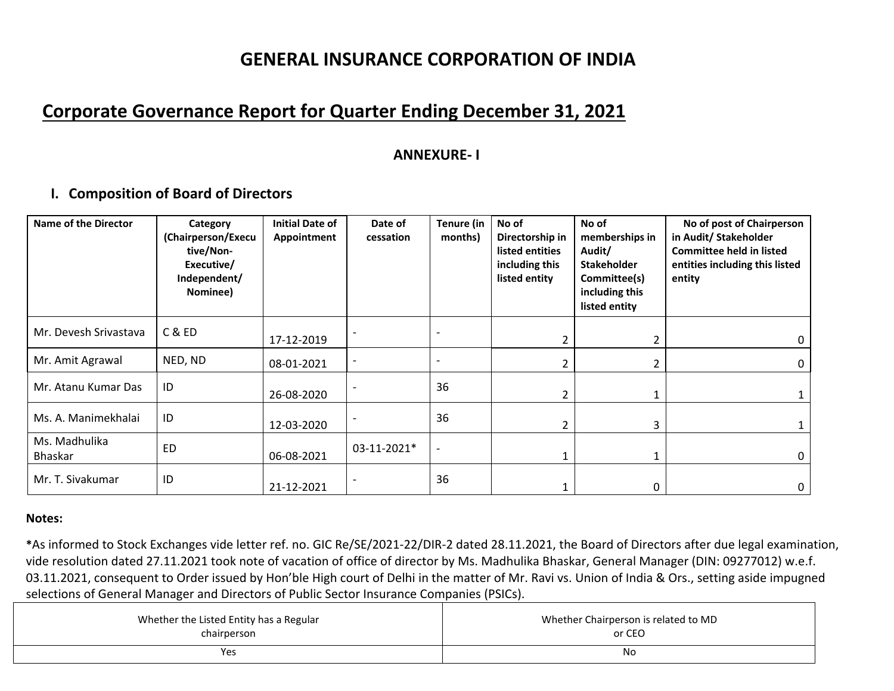# GENERAL INSURANCE CORPORATION OF INDIA

## Corporate Governance Report for Quarter Ending December 31, 2021

### ANNEXURE- I

### I. Composition of Board of Directors

| Name of the Director | Category (Chairperson/Executive/Non-Executive/ Independent/ Nominee) | Initial Date of Appointment | Date of cessation | Tenure (in months) | No of Directorship in listed entities including this listed entity | No of memberships in Audit/ Stakeholder Committee(s) including this listed entity | No of post of Chairperson in Audit/ Stakeholder Committee held in listed entities including this listed entity |
|---|---|---|---|---|---|---|---|
| Mr. Devesh Srivastava | C & ED | 17-12-2019 | - | - | 2 | 2 | 0 |
| Mr. Amit Agrawal | NED, ND | 08-01-2021 | - | - | 2 | 2 | 0 |
| Mr. Atanu Kumar Das | ID | 26-08-2020 | - | 36 | 2 | 1 | 1 |
| Ms. A. Manimekhalai | ID | 12-03-2020 | - | 36 | 2 | 3 | 1 |
| Ms. Madhulika Bhaskar | ED | 06-08-2021 | 03-11-2021* | - | 1 | 1 | 0 |
| Mr. T. Sivakumar | ID | 21-12-2021 | - | 36 | 1 | 0 | 0 |

**Notes:**

***As informed to Stock Exchanges vide letter ref. no. GIC Re/SE/2021-22/DIR-2 dated 28.11.2021, the Board of Directors after due legal examination, vide resolution dated 27.11.2021 took note of vacation of office of director by Ms. Madhulika Bhaskar, General Manager (DIN: 09277012) w.e.f. 03.11.2021, consequent to Order issued by Hon'ble High court of Delhi in the matter of Mr. Ravi vs. Union of India & Ors., setting aside impugned selections of General Manager and Directors of Public Sector Insurance Companies (PSICs).

| Whether the Listed Entity has a Regular chairperson | Whether Chairperson is related to MD or CEO |
|---|---|
| Yes | No |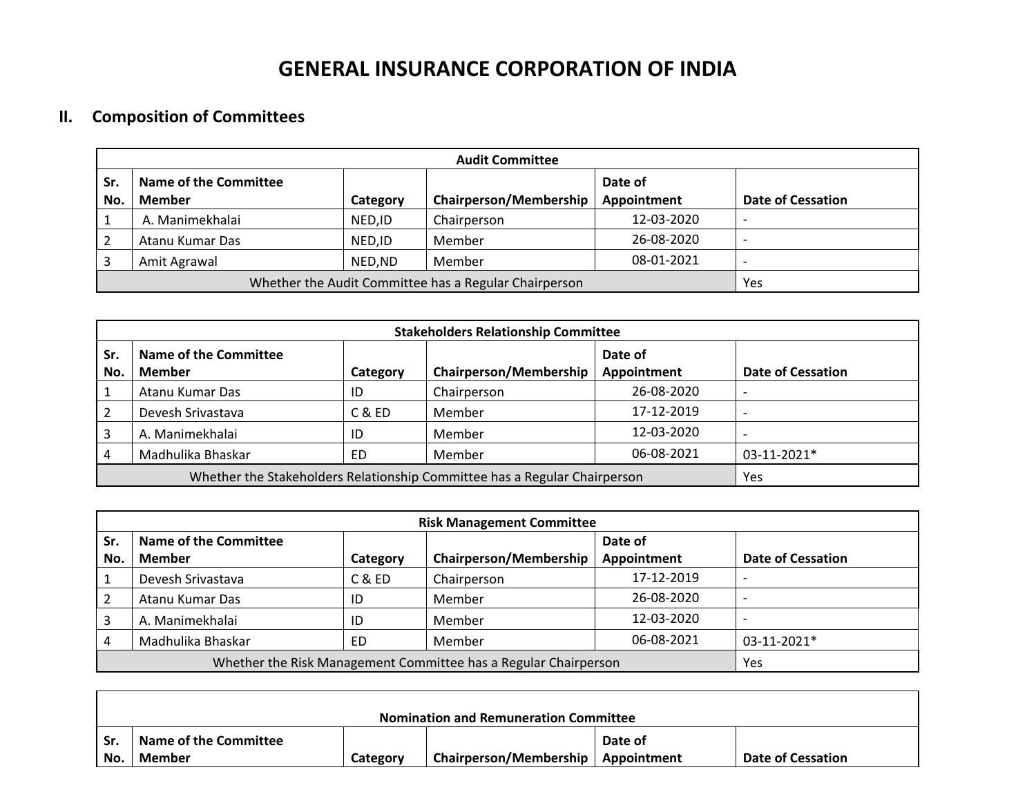# GENERAL INSURANCE CORPORATION OF INDIA

## II. Composition of Committees

| Audit Committee | | | | | |
|---|---|---|---|---|---|
| **Sr. No.** | **Name of the Committee Member** | **Category** | **Chairperson/Membership** | **Date of Appointment** | **Date of Cessation** |
| 1 | A. Manimekhalai | NED,ID | Chairperson | 12-03-2020 | - |
| 2 | Atanu Kumar Das | NED,ID | Member | 26-08-2020 | - |
| 3 | Amit Agrawal | NED,ND | Member | 08-01-2021 | - |
| Whether the Audit Committee has a Regular Chairperson | | | | | Yes |

| Stakeholders Relationship Committee | | | | | |
|---|---|---|---|---|---|
| **Sr. No.** | **Name of the Committee Member** | **Category** | **Chairperson/Membership** | **Date of Appointment** | **Date of Cessation** |
| 1 | Atanu Kumar Das | ID | Chairperson | 26-08-2020 | - |
| 2 | Devesh Srivastava | C & ED | Member | 17-12-2019 | - |
| 3 | A. Manimekhalai | ID | Member | 12-03-2020 | - |
| 4 | Madhulika Bhaskar | ED | Member | 06-08-2021 | 03-11-2021* |
| Whether the Stakeholders Relationship Committee has a Regular Chairperson | | | | | Yes |

| Risk Management Committee | | | | | |
|---|---|---|---|---|---|
| **Sr. No.** | **Name of the Committee Member** | **Category** | **Chairperson/Membership** | **Date of Appointment** | **Date of Cessation** |
| 1 | Devesh Srivastava | C & ED | Chairperson | 17-12-2019 | - |
| 2 | Atanu Kumar Das | ID | Member | 26-08-2020 | - |
| 3 | A. Manimekhalai | ID | Member | 12-03-2020 | - |
| 4 | Madhulika Bhaskar | ED | Member | 06-08-2021 | 03-11-2021* |
| Whether the Risk Management Committee has a Regular Chairperson | | | | | Yes |

| Nomination and Remuneration Committee | | | | | |
|---|---|---|---|---|---|
| **Sr. No.** | **Name of the Committee Member** | **Category** | **Chairperson/Membership** | **Date of Appointment** | **Date of Cessation** |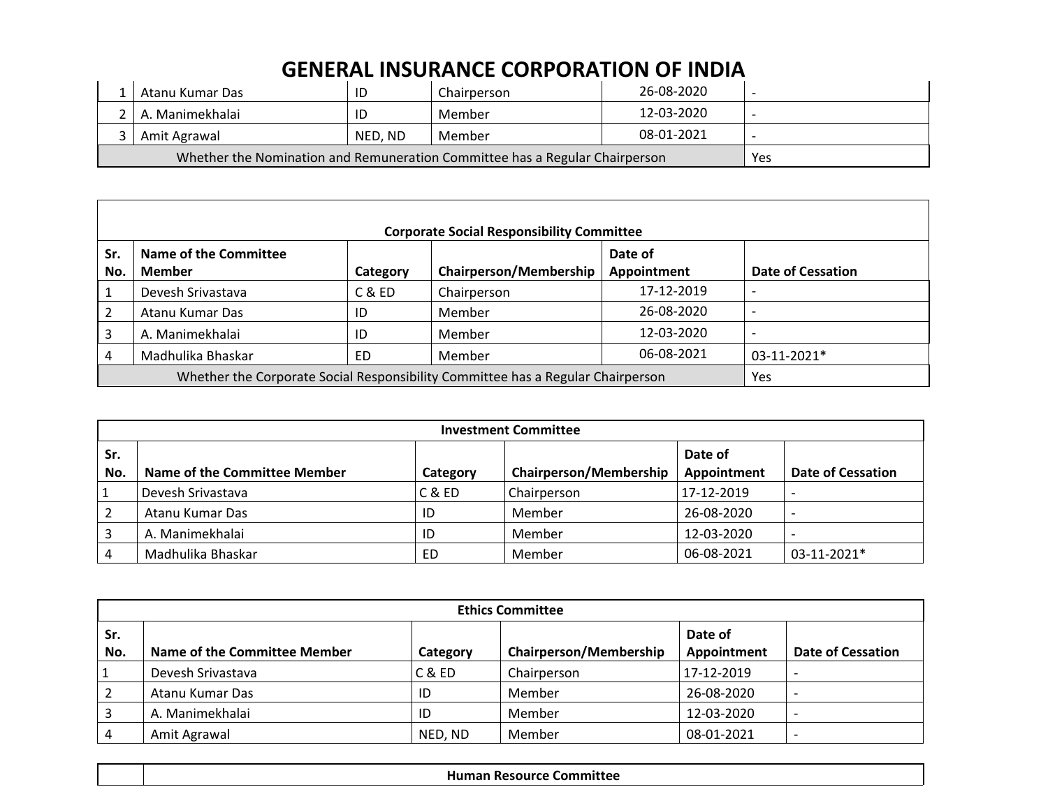# GENERAL INSURANCE CORPORATION OF INDIA

| | | | | | |
|---|---|---|---|---|---|
| 1 | Atanu Kumar Das | ID | Chairperson | 26-08-2020 | - |
| 2 | A. Manimekhalai | ID | Member | 12-03-2020 | - |
| 3 | Amit Agrawal | NED, ND | Member | 08-01-2021 | - |
| Whether the Nomination and Remuneration Committee has a Regular Chairperson | | | | | Yes |

| Corporate Social Responsibility Committee | | | | | |
|---|---|---|---|---|---|
| **Sr. No.** | **Name of the Committee Member** | **Category** | **Chairperson/Membership** | **Date of Appointment** | **Date of Cessation** |
| 1 | Devesh Srivastava | C & ED | Chairperson | 17-12-2019 | - |
| 2 | Atanu Kumar Das | ID | Member | 26-08-2020 | - |
| 3 | A. Manimekhalai | ID | Member | 12-03-2020 | - |
| 4 | Madhulika Bhaskar | ED | Member | 06-08-2021 | 03-11-2021* |
| Whether the Corporate Social Responsibility Committee has a Regular Chairperson | | | | | Yes |

| Investment Committee | | | | | |
|---|---|---|---|---|---|
| **Sr. No.** | **Name of the Committee Member** | **Category** | **Chairperson/Membership** | **Date of Appointment** | **Date of Cessation** |
| 1 | Devesh Srivastava | C & ED | Chairperson | 17-12-2019 | - |
| 2 | Atanu Kumar Das | ID | Member | 26-08-2020 | - |
| 3 | A. Manimekhalai | ID | Member | 12-03-2020 | - |
| 4 | Madhulika Bhaskar | ED | Member | 06-08-2021 | 03-11-2021* |

| Ethics Committee | | | | | |
|---|---|---|---|---|---|
| **Sr. No.** | **Name of the Committee Member** | **Category** | **Chairperson/Membership** | **Date of Appointment** | **Date of Cessation** |
| 1 | Devesh Srivastava | C & ED | Chairperson | 17-12-2019 | - |
| 2 | Atanu Kumar Das | ID | Member | 26-08-2020 | - |
| 3 | A. Manimekhalai | ID | Member | 12-03-2020 | - |
| 4 | Amit Agrawal | NED, ND | Member | 08-01-2021 | - |

| | Human Resource Committee |
|---|---|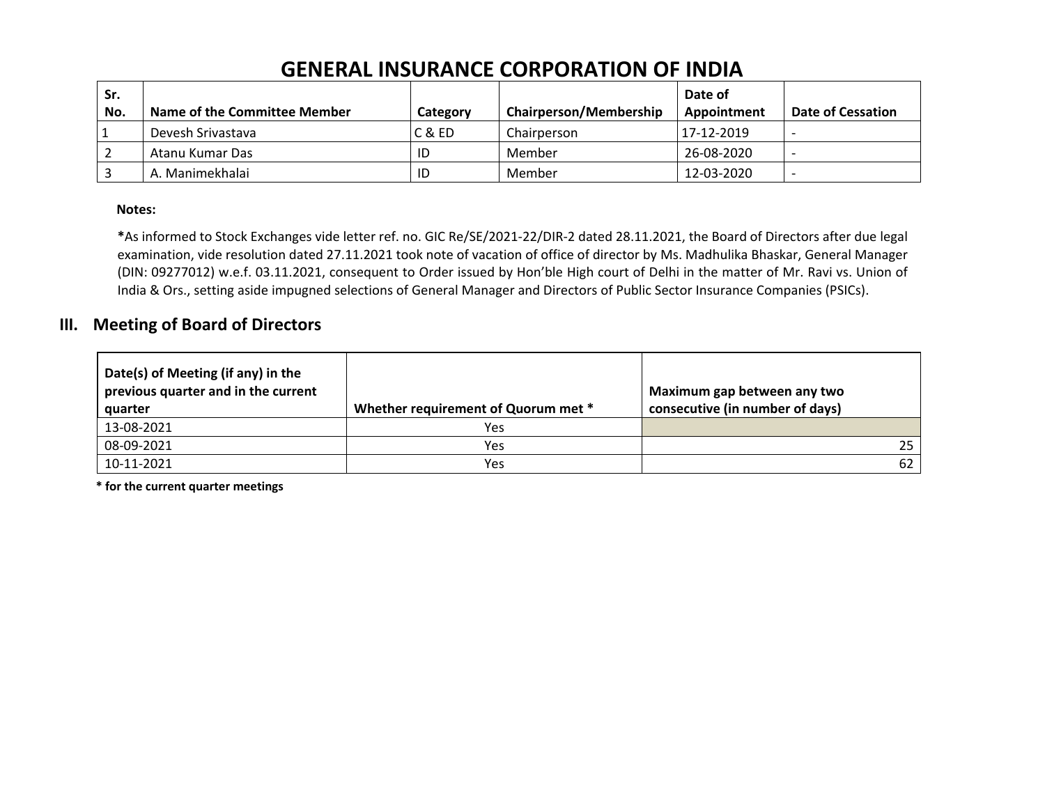# GENERAL INSURANCE CORPORATION OF INDIA

| Sr. No. | Name of the Committee Member | Category | Chairperson/Membership | Date of Appointment | Date of Cessation |
|---|---|---|---|---|---|
| 1 | Devesh Srivastava | C & ED | Chairperson | 17-12-2019 | - |
| 2 | Atanu Kumar Das | ID | Member | 26-08-2020 | - |
| 3 | A. Manimekhalai | ID | Member | 12-03-2020 | - |

**Notes:**

**\***As informed to Stock Exchanges vide letter ref. no. GIC Re/SE/2021-22/DIR-2 dated 28.11.2021, the Board of Directors after due legal examination, vide resolution dated 27.11.2021 took note of vacation of office of director by Ms. Madhulika Bhaskar, General Manager (DIN: 09277012) w.e.f. 03.11.2021, consequent to Order issued by Hon'ble High court of Delhi in the matter of Mr. Ravi vs. Union of India & Ors., setting aside impugned selections of General Manager and Directors of Public Sector Insurance Companies (PSICs).

## III. Meeting of Board of Directors

| Date(s) of Meeting (if any) in the previous quarter and in the current quarter | Whether requirement of Quorum met * | Maximum gap between any two consecutive (in number of days) |
|---|---|---|
| 13-08-2021 | Yes | |
| 08-09-2021 | Yes | 25 |
| 10-11-2021 | Yes | 62 |

**\* for the current quarter meetings**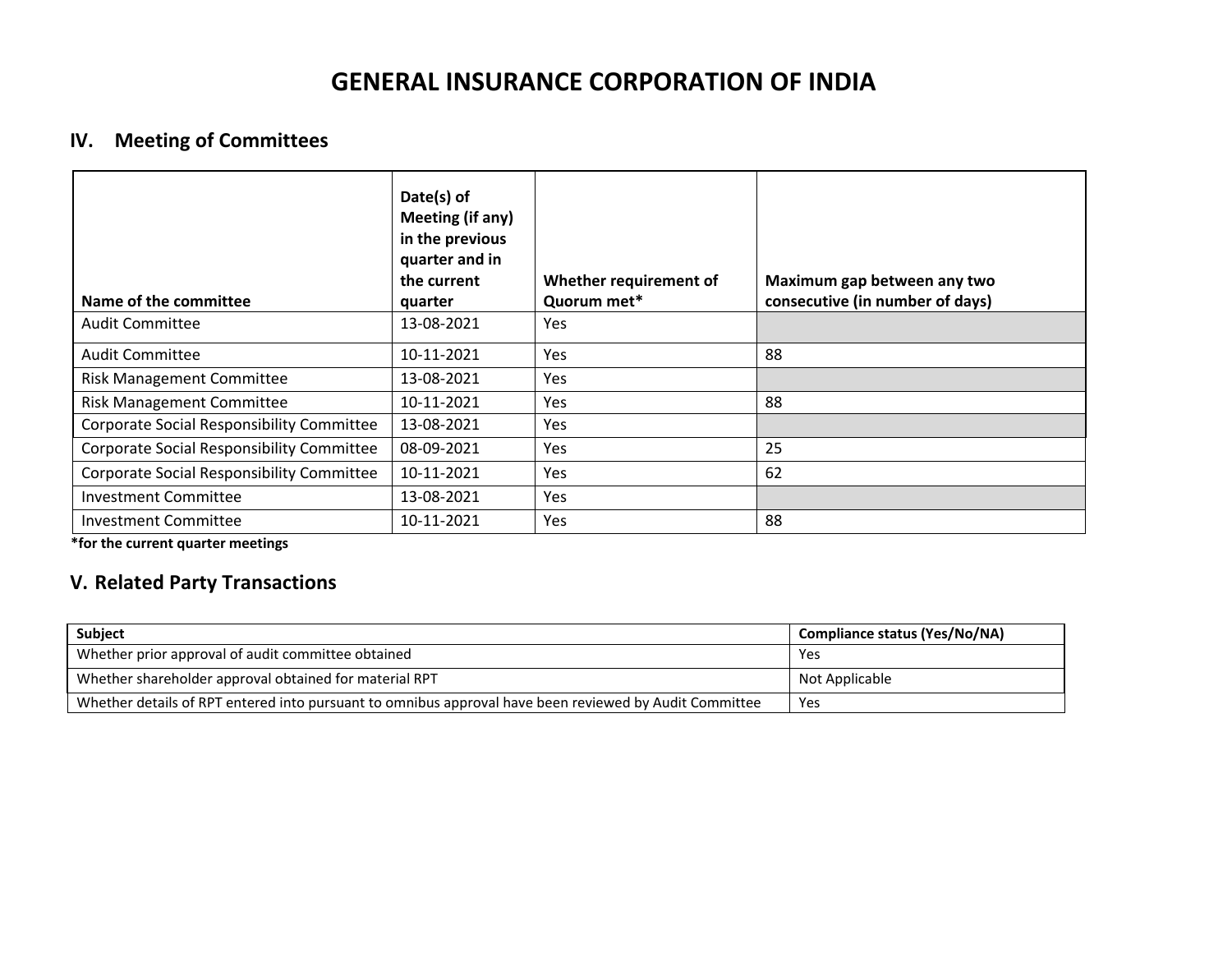# GENERAL INSURANCE CORPORATION OF INDIA

## IV. Meeting of Committees

| Name of the committee | Date(s) of Meeting (if any) in the previous quarter and in the current quarter | Whether requirement of Quorum met* | Maximum gap between any two consecutive (in number of days) |
|---|---|---|---|
| Audit Committee | 13-08-2021 | Yes | |
| Audit Committee | 10-11-2021 | Yes | 88 |
| Risk Management Committee | 13-08-2021 | Yes | |
| Risk Management Committee | 10-11-2021 | Yes | 88 |
| Corporate Social Responsibility Committee | 13-08-2021 | Yes | |
| Corporate Social Responsibility Committee | 08-09-2021 | Yes | 25 |
| Corporate Social Responsibility Committee | 10-11-2021 | Yes | 62 |
| Investment Committee | 13-08-2021 | Yes | |
| Investment Committee | 10-11-2021 | Yes | 88 |

**\*for the current quarter meetings**

## V. Related Party Transactions

| Subject | Compliance status (Yes/No/NA) |
|---|---|
| Whether prior approval of audit committee obtained | Yes |
| Whether shareholder approval obtained for material RPT | Not Applicable |
| Whether details of RPT entered into pursuant to omnibus approval have been reviewed by Audit Committee | Yes |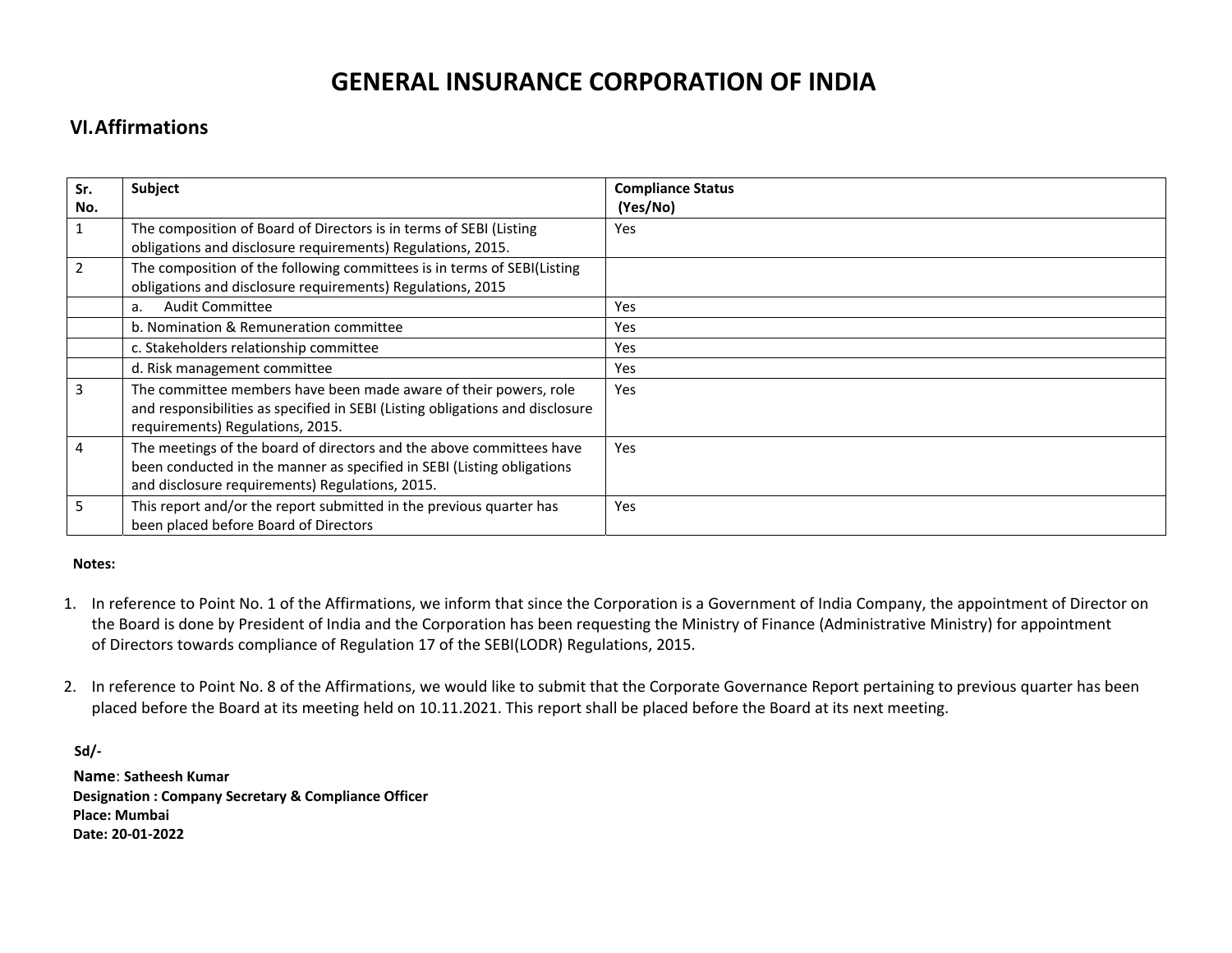# GENERAL INSURANCE CORPORATION OF INDIA

## VI. Affirmations

| Sr. No. | Subject | Compliance Status (Yes/No) |
|---|---|---|
| 1 | The composition of Board of Directors is in terms of SEBI (Listing obligations and disclosure requirements) Regulations, 2015. | Yes |
| 2 | The composition of the following committees is in terms of SEBI(Listing obligations and disclosure requirements) Regulations, 2015 | |
| | a. Audit Committee | Yes |
| | b. Nomination & Remuneration committee | Yes |
| | c. Stakeholders relationship committee | Yes |
| | d. Risk management committee | Yes |
| 3 | The committee members have been made aware of their powers, role and responsibilities as specified in SEBI (Listing obligations and disclosure requirements) Regulations, 2015. | Yes |
| 4 | The meetings of the board of directors and the above committees have been conducted in the manner as specified in SEBI (Listing obligations and disclosure requirements) Regulations, 2015. | Yes |
| 5 | This report and/or the report submitted in the previous quarter has been placed before Board of Directors | Yes |

**Notes:**

1. In reference to Point No. 1 of the Affirmations, we inform that since the Corporation is a Government of India Company, the appointment of Director on the Board is done by President of India and the Corporation has been requesting the Ministry of Finance (Administrative Ministry) for appointment of Directors towards compliance of Regulation 17 of the SEBI(LODR) Regulations, 2015.

2. In reference to Point No. 8 of the Affirmations, we would like to submit that the Corporate Governance Report pertaining to previous quarter has been placed before the Board at its meeting held on 10.11.2021. This report shall be placed before the Board at its next meeting.

**Sd/-**

**Name**: **Satheesh Kumar**
**Designation : Company Secretary & Compliance Officer**
**Place: Mumbai**
**Date: 20-01-2022**